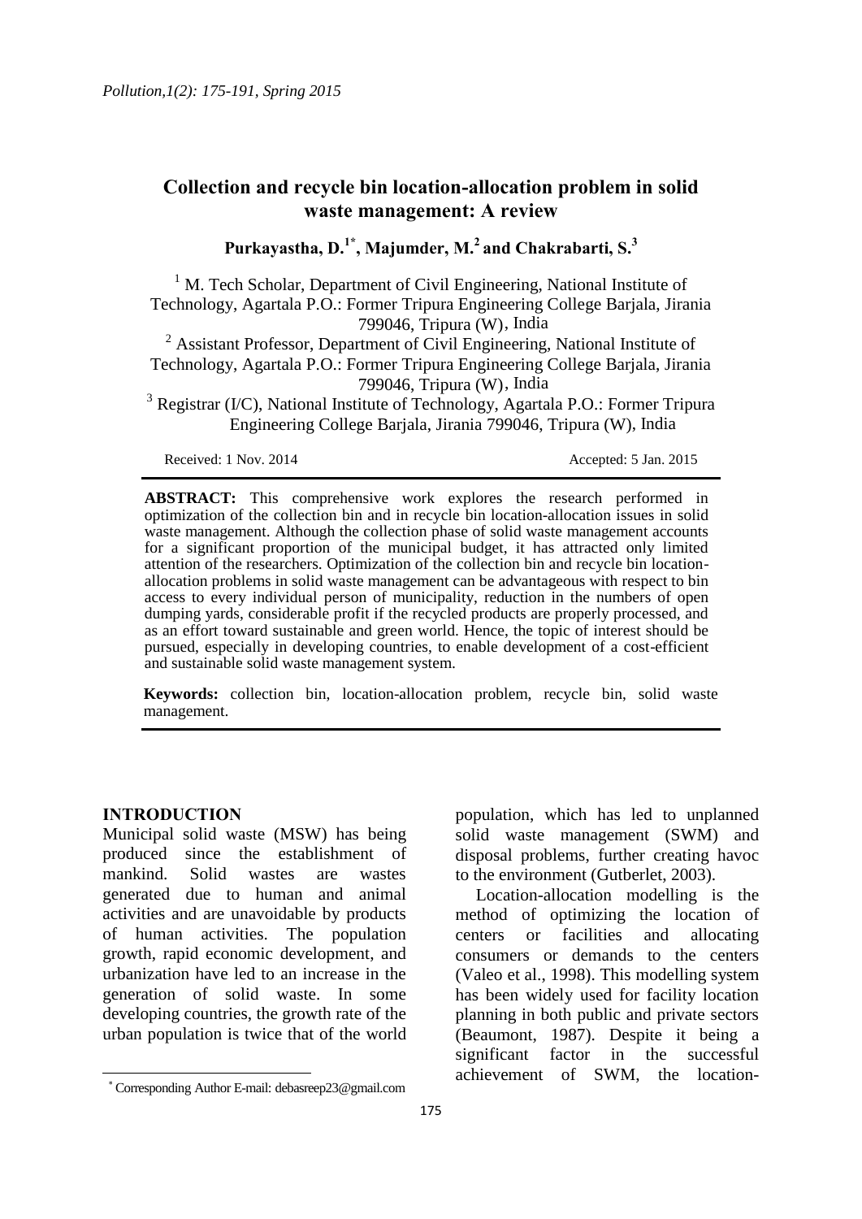# Collection and recycle bin location-allocation problem in solid waste management: A review

**Purkayastha, D.[1*], Majumder, M.[2] and Chakrabarti, S.[3]**

[1] M. Tech Scholar, Department of Civil Engineering, National Institute of Technology, Agartala P.O.: Former Tripura Engineering College Barjala, Jirania 799046, Tripura (W), India

[2] Assistant Professor, Department of Civil Engineering, National Institute of Technology, Agartala P.O.: Former Tripura Engineering College Barjala, Jirania 799046, Tripura (W), India

[3] Registrar (I/C), National Institute of Technology, Agartala P.O.: Former Tripura Engineering College Barjala, Jirania 799046, Tripura (W), India

Received: 1 Nov. 2014 Accepted: 5 Jan. 2015

**ABSTRACT:** This comprehensive work explores the research performed in optimization of the collection bin and in recycle bin location-allocation issues in solid waste management. Although the collection phase of solid waste management accounts for a significant proportion of the municipal budget, it has attracted only limited attention of the researchers. Optimization of the collection bin and recycle bin location-allocation problems in solid waste management can be advantageous with respect to bin access to every individual person of municipality, reduction in the numbers of open dumping yards, considerable profit if the recycled products are properly processed, and as an effort toward sustainable and green world. Hence, the topic of interest should be pursued, especially in developing countries, to enable development of a cost-efficient and sustainable solid waste management system.

**Keywords:** collection bin, location-allocation problem, recycle bin, solid waste management.

## INTRODUCTION

Municipal solid waste (MSW) has being produced since the establishment of mankind. Solid wastes are wastes generated due to human and animal activities and are unavoidable by products of human activities. The population growth, rapid economic development, and urbanization have led to an increase in the generation of solid waste. In some developing countries, the growth rate of the urban population is twice that of the world population, which has led to unplanned solid waste management (SWM) and disposal problems, further creating havoc to the environment (Gutberlet, 2003).

Location-allocation modelling is the method of optimizing the location of centers or facilities and allocating consumers or demands to the centers (Valeo et al., 1998). This modelling system has been widely used for facility location planning in both public and private sectors (Beaumont, 1987). Despite it being a significant factor in the successful achievement of SWM, the location-

[*] Corresponding Author E-mail: debasreep23@gmail.com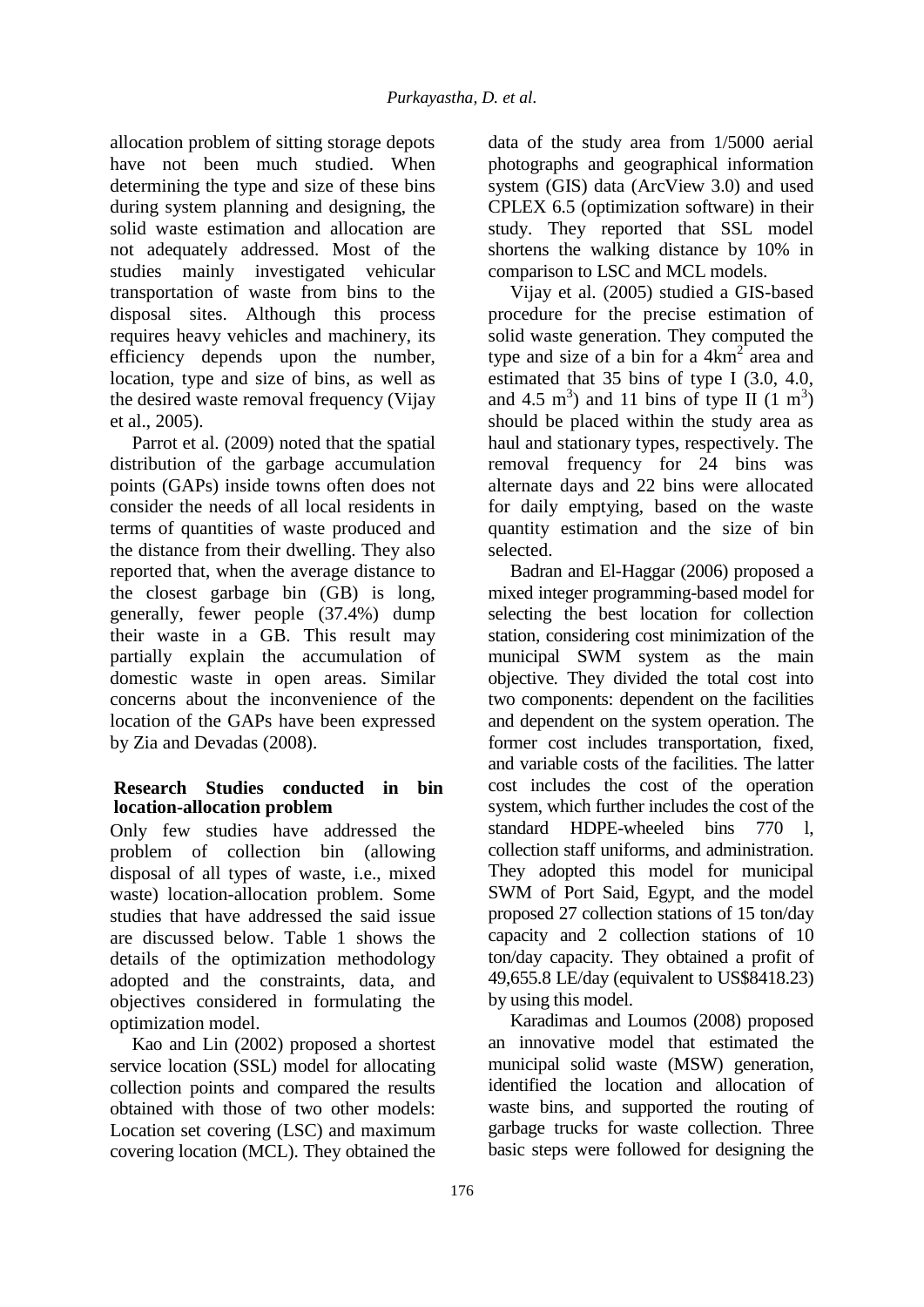allocation problem of sitting storage depots have not been much studied. When determining the type and size of these bins during system planning and designing, the solid waste estimation and allocation are not adequately addressed. Most of the studies mainly investigated vehicular transportation of waste from bins to the disposal sites. Although this process requires heavy vehicles and machinery, its efficiency depends upon the number, location, type and size of bins, as well as the desired waste removal frequency (Vijay et al., 2005).

Parrot et al. (2009) noted that the spatial distribution of the garbage accumulation points (GAPs) inside towns often does not consider the needs of all local residents in terms of quantities of waste produced and the distance from their dwelling. They also reported that, when the average distance to the closest garbage bin (GB) is long, generally, fewer people (37.4%) dump their waste in a GB. This result may partially explain the accumulation of domestic waste in open areas. Similar concerns about the inconvenience of the location of the GAPs have been expressed by Zia and Devadas (2008).

### Research Studies conducted in bin location-allocation problem

Only few studies have addressed the problem of collection bin (allowing disposal of all types of waste, i.e., mixed waste) location-allocation problem. Some studies that have addressed the said issue are discussed below. Table 1 shows the details of the optimization methodology adopted and the constraints, data, and objectives considered in formulating the optimization model.

Kao and Lin (2002) proposed a shortest service location (SSL) model for allocating collection points and compared the results obtained with those of two other models: Location set covering (LSC) and maximum covering location (MCL). They obtained the data of the study area from 1/5000 aerial photographs and geographical information system (GIS) data (ArcView 3.0) and used CPLEX 6.5 (optimization software) in their study. They reported that SSL model shortens the walking distance by 10% in comparison to LSC and MCL models.

Vijay et al. (2005) studied a GIS-based procedure for the precise estimation of solid waste generation. They computed the type and size of a bin for a 4km$^2$ area and estimated that 35 bins of type I (3.0, 4.0, and 4.5 m$^3$) and 11 bins of type II (1 m$^3$) should be placed within the study area as haul and stationary types, respectively. The removal frequency for 24 bins was alternate days and 22 bins were allocated for daily emptying, based on the waste quantity estimation and the size of bin selected.

Badran and El-Haggar (2006) proposed a mixed integer programming-based model for selecting the best location for collection station, considering cost minimization of the municipal SWM system as the main objective. They divided the total cost into two components: dependent on the facilities and dependent on the system operation. The former cost includes transportation, fixed, and variable costs of the facilities. The latter cost includes the cost of the operation system, which further includes the cost of the standard HDPE-wheeled bins 770 l, collection staff uniforms, and administration. They adopted this model for municipal SWM of Port Said, Egypt, and the model proposed 27 collection stations of 15 ton/day capacity and 2 collection stations of 10 ton/day capacity. They obtained a profit of 49,655.8 LE/day (equivalent to US$8418.23) by using this model.

Karadimas and Loumos (2008) proposed an innovative model that estimated the municipal solid waste (MSW) generation, identified the location and allocation of waste bins, and supported the routing of garbage trucks for waste collection. Three basic steps were followed for designing the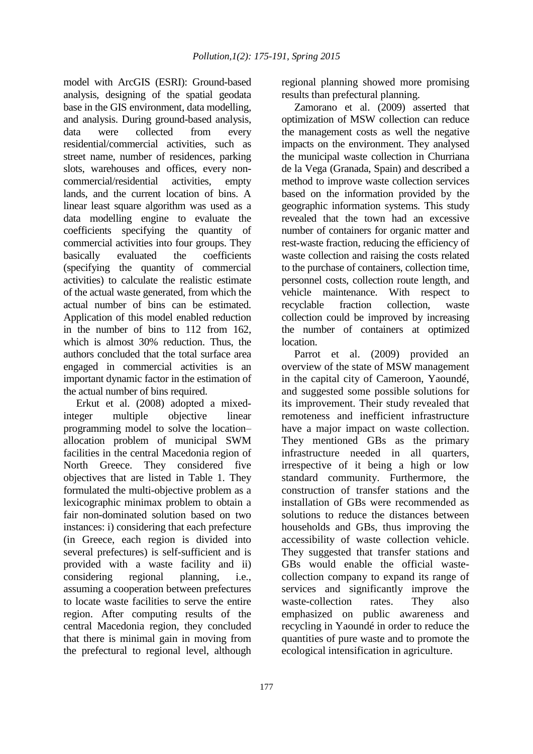model with ArcGIS (ESRI): Ground-based analysis, designing of the spatial geodata base in the GIS environment, data modelling, and analysis. During ground-based analysis, data were collected from every residential/commercial activities, such as street name, number of residences, parking slots, warehouses and offices, every non-commercial/residential activities, empty lands, and the current location of bins. A linear least square algorithm was used as a data modelling engine to evaluate the coefficients specifying the quantity of commercial activities into four groups. They basically evaluated the coefficients (specifying the quantity of commercial activities) to calculate the realistic estimate of the actual waste generated, from which the actual number of bins can be estimated. Application of this model enabled reduction in the number of bins to 112 from 162, which is almost 30% reduction. Thus, the authors concluded that the total surface area engaged in commercial activities is an important dynamic factor in the estimation of the actual number of bins required.

Erkut et al. (2008) adopted a mixed-integer multiple objective linear programming model to solve the location–allocation problem of municipal SWM facilities in the central Macedonia region of North Greece. They considered five objectives that are listed in Table 1. They formulated the multi-objective problem as a lexicographic minimax problem to obtain a fair non-dominated solution based on two instances: i) considering that each prefecture (in Greece, each region is divided into several prefectures) is self-sufficient and is provided with a waste facility and ii) considering regional planning, i.e., assuming a cooperation between prefectures to locate waste facilities to serve the entire region. After computing results of the central Macedonia region, they concluded that there is minimal gain in moving from the prefectural to regional level, although regional planning showed more promising results than prefectural planning.

Zamorano et al. (2009) asserted that optimization of MSW collection can reduce the management costs as well the negative impacts on the environment. They analysed the municipal waste collection in Churriana de la Vega (Granada, Spain) and described a method to improve waste collection services based on the information provided by the geographic information systems. This study revealed that the town had an excessive number of containers for organic matter and rest-waste fraction, reducing the efficiency of waste collection and raising the costs related to the purchase of containers, collection time, personnel costs, collection route length, and vehicle maintenance. With respect to recyclable fraction collection, waste collection could be improved by increasing the number of containers at optimized location.

Parrot et al. (2009) provided an overview of the state of MSW management in the capital city of Cameroon, Yaoundé, and suggested some possible solutions for its improvement. Their study revealed that remoteness and inefficient infrastructure have a major impact on waste collection. They mentioned GBs as the primary infrastructure needed in all quarters, irrespective of it being a high or low standard community. Furthermore, the construction of transfer stations and the installation of GBs were recommended as solutions to reduce the distances between households and GBs, thus improving the accessibility of waste collection vehicle. They suggested that transfer stations and GBs would enable the official waste-collection company to expand its range of services and significantly improve the waste-collection rates. They also emphasized on public awareness and recycling in Yaoundé in order to reduce the quantities of pure waste and to promote the ecological intensification in agriculture.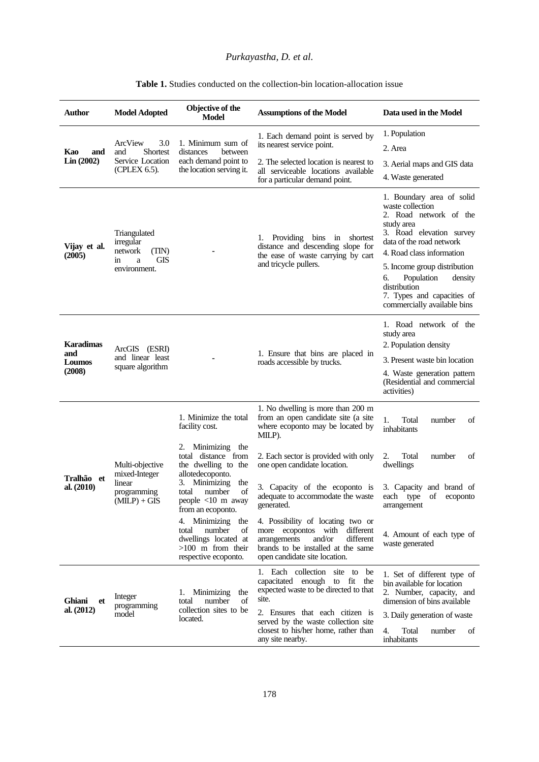**Table 1.** Studies conducted on the collection-bin location-allocation issue

| Author | Model Adopted | Objective of the Model | Assumptions of the Model | Data used in the Model |
|---|---|---|---|---|
| **Kao and Lin (2002)** | ArcView 3.0 and Shortest Service Location (CPLEX 6.5). | 1. Minimum sum of distances between each demand point to the location serving it. | 1. Each demand point is served by its nearest service point.<br>2. The selected location is nearest to all serviceable locations available for a particular demand point. | 1. Population<br>2. Area<br>3. Aerial maps and GIS data<br>4. Waste generated |
| **Vijay et al. (2005)** | Triangulated irregular network (TIN) in a GIS environment. | - | 1. Providing bins in shortest distance and descending slope for the ease of waste carrying by cart and tricycle pullers. | 1. Boundary area of solid waste collection<br>2. Road network of the study area<br>3. Road elevation survey data of the road network<br>4. Road class information<br>5. Income group distribution<br>6. Population density distribution<br>7. Types and capacities of commercially available bins |
| **Karadimas and Loumos (2008)** | ArcGIS (ESRI) and linear least square algorithm | - | 1. Ensure that bins are placed in roads accessible by trucks. | 1. Road network of the study area<br>2. Population density<br>3. Present waste bin location<br>4. Waste generation pattern (Residential and commercial activities) |
| **Tralhão et al. (2010)** | Multi-objective mixed-Integer linear programming (MILP) + GIS | 1. Minimize the total facility cost.<br>2. Minimizing the total distance from the dwelling to the allotedecoponto.<br>3. Minimizing the total number of people <10 m away from an ecoponto.<br>4. Minimizing the total number of dwellings located at >100 m from their respective ecoponto. | 1. No dwelling is more than 200 m from an open candidate site (a site where ecoponto may be located by MILP).<br>2. Each sector is provided with only one open candidate location.<br>3. Capacity of the ecoponto is adequate to accommodate the waste generated.<br>4. Possibility of locating two or more ecopontos with different arrangements and/or different brands to be installed at the same open candidate site location. | 1. Total number of inhabitants<br>2. Total number of dwellings<br>3. Capacity and brand of each type of ecoponto arrangement<br>4. Amount of each type of waste generated |
| **Ghiani et al. (2012)** | Integer programming model | 1. Minimizing the total number of collection sites to be located. | 1. Each collection site to be capacitated enough to fit the expected waste to be directed to that site.<br>2. Ensures that each citizen is served by the waste collection site closest to his/her home, rather than any site nearby. | 1. Set of different type of bin available for location<br>2. Number, capacity, and dimension of bins available<br>3. Daily generation of waste<br>4. Total number of inhabitants |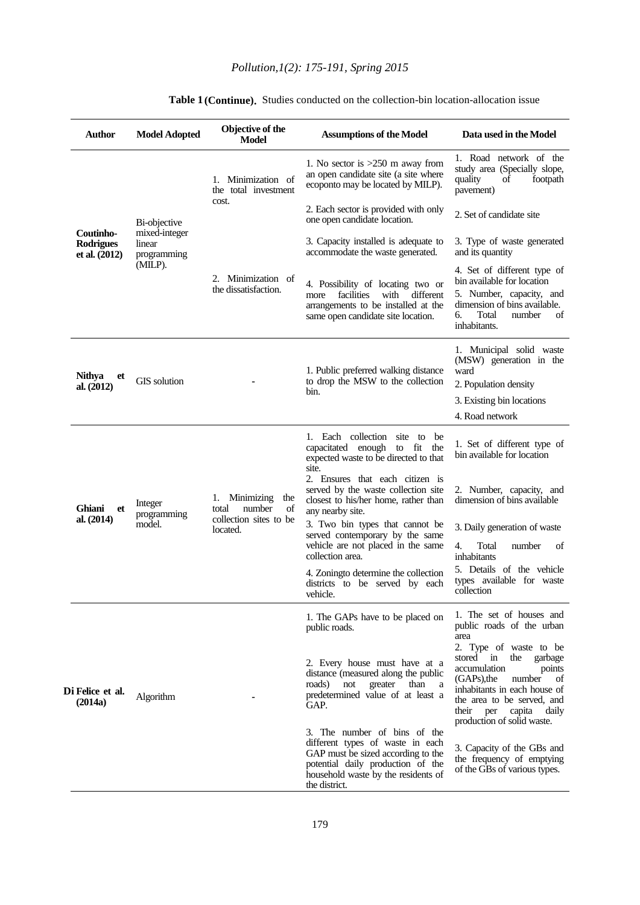**Table 1 (Continue).** Studies conducted on the collection-bin location-allocation issue

| Author | Model Adopted | Objective of the Model | Assumptions of the Model | Data used in the Model |
|---|---|---|---|---|
| **Coutinho-Rodrigues et al. (2012)** | Bi-objective mixed-integer linear programming (MILP). | 1. Minimization of the total investment cost.<br>2. Minimization of the dissatisfaction. | 1. No sector is >250 m away from an open candidate site (a site where ecoponto may be located by MILP).<br>2. Each sector is provided with only one open candidate location.<br>3. Capacity installed is adequate to accommodate the waste generated.<br>4. Possibility of locating two or more facilities with different arrangements to be installed at the same open candidate site location. | 1. Road network of the study area (Specially slope, quality of footpath pavement)<br>2. Set of candidate site<br>3. Type of waste generated and its quantity<br>4. Set of different type of bin available for location<br>5. Number, capacity, and dimension of bins available.<br>6. Total number of inhabitants. |
| **Nithya et al. (2012)** | GIS solution | - | 1. Public preferred walking distance to drop the MSW to the collection bin. | 1. Municipal solid waste (MSW) generation in the ward<br>2. Population density<br>3. Existing bin locations<br>4. Road network |
| **Ghiani et al. (2014)** | Integer programming model. | 1. Minimizing the total number of collection sites to be located. | 1. Each collection site to be capacitated enough to fit the expected waste to be directed to that site.<br>2. Ensures that each citizen is served by the waste collection site closest to his/her home, rather than any nearby site.<br>3. Two bin types that cannot be served contemporary by the same vehicle are not placed in the same collection area.<br>4. Zoningto determine the collection districts to be served by each vehicle. | 1. Set of different type of bin available for location<br>2. Number, capacity, and dimension of bins available<br>3. Daily generation of waste<br>4. Total number of inhabitants<br>5. Details of the vehicle types available for waste collection |
| **Di Felice et al. (2014a)** | Algorithm | - | 1. The GAPs have to be placed on public roads.<br>2. Every house must have at a distance (measured along the public roads) not greater than a predetermined value of at least a GAP.<br>3. The number of bins of the different types of waste in each GAP must be sized according to the potential daily production of the household waste by the residents of the district. | 1. The set of houses and public roads of the urban area<br>2. Type of waste to be stored in the garbage accumulation points (GAPs),the number of inhabitants in each house of the area to be served, and their per capita daily production of solid waste.<br>3. Capacity of the GBs and the frequency of emptying of the GBs of various types. |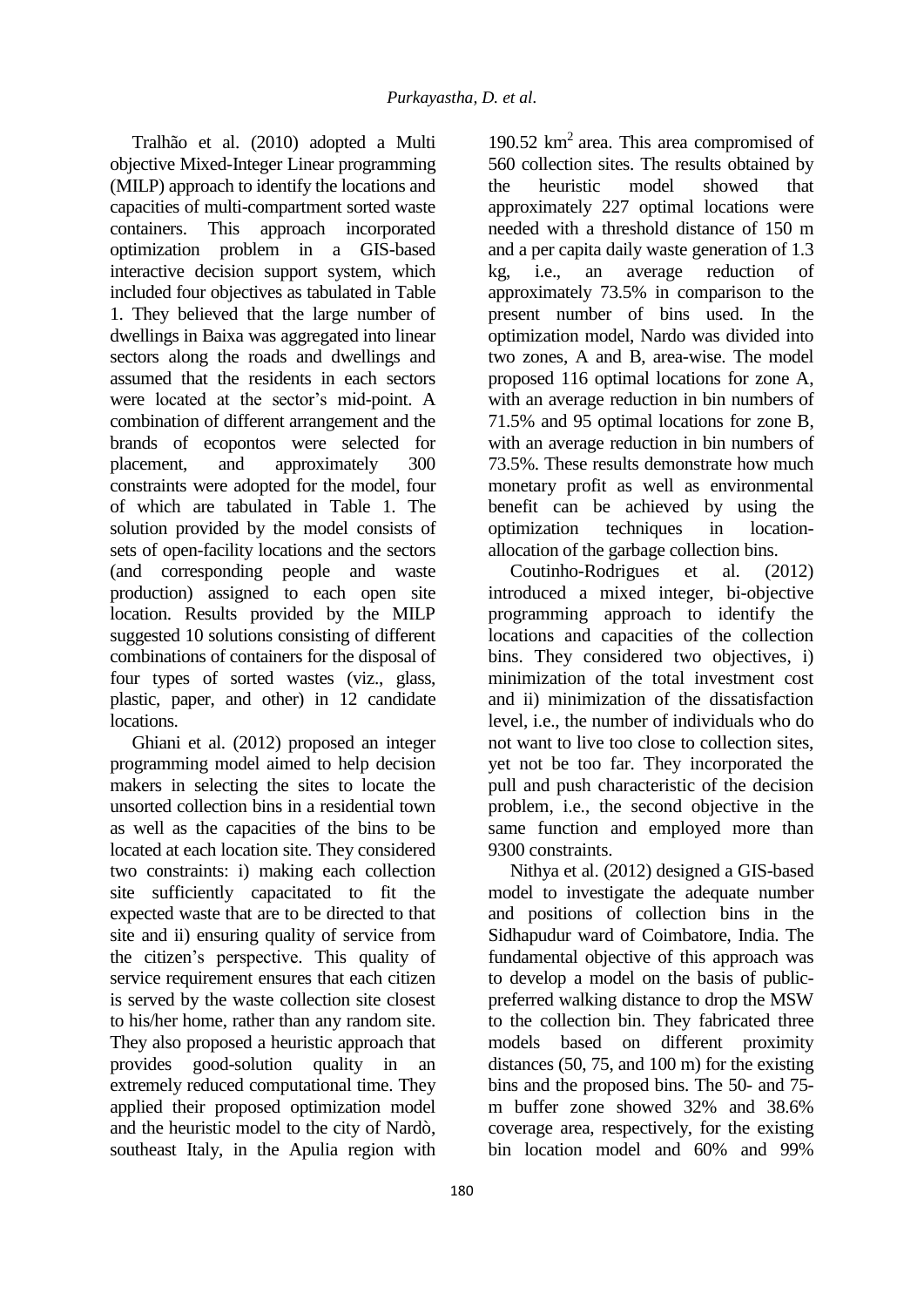Tralhão et al. (2010) adopted a Multi objective Mixed-Integer Linear programming (MILP) approach to identify the locations and capacities of multi-compartment sorted waste containers. This approach incorporated optimization problem in a GIS-based interactive decision support system, which included four objectives as tabulated in Table 1. They believed that the large number of dwellings in Baixa was aggregated into linear sectors along the roads and dwellings and assumed that the residents in each sectors were located at the sector's mid-point. A combination of different arrangement and the brands of ecopontos were selected for placement, and approximately 300 constraints were adopted for the model, four of which are tabulated in Table 1. The solution provided by the model consists of sets of open-facility locations and the sectors (and corresponding people and waste production) assigned to each open site location. Results provided by the MILP suggested 10 solutions consisting of different combinations of containers for the disposal of four types of sorted wastes (viz., glass, plastic, paper, and other) in 12 candidate locations.

Ghiani et al. (2012) proposed an integer programming model aimed to help decision makers in selecting the sites to locate the unsorted collection bins in a residential town as well as the capacities of the bins to be located at each location site. They considered two constraints: i) making each collection site sufficiently capacitated to fit the expected waste that are to be directed to that site and ii) ensuring quality of service from the citizen's perspective. This quality of service requirement ensures that each citizen is served by the waste collection site closest to his/her home, rather than any random site. They also proposed a heuristic approach that provides good-solution quality in an extremely reduced computational time. They applied their proposed optimization model and the heuristic model to the city of Nardò, southeast Italy, in the Apulia region with 190.52 $km^2$ area. This area compromised of 560 collection sites. The results obtained by the heuristic model showed that approximately 227 optimal locations were needed with a threshold distance of 150 m and a per capita daily waste generation of 1.3 kg, i.e., an average reduction of approximately 73.5% in comparison to the present number of bins used. In the optimization model, Nardo was divided into two zones, A and B, area-wise. The model proposed 116 optimal locations for zone A, with an average reduction in bin numbers of 71.5% and 95 optimal locations for zone B, with an average reduction in bin numbers of 73.5%. These results demonstrate how much monetary profit as well as environmental benefit can be achieved by using the optimization techniques in location-allocation of the garbage collection bins.

Coutinho-Rodrigues et al. (2012) introduced a mixed integer, bi-objective programming approach to identify the locations and capacities of the collection bins. They considered two objectives, i) minimization of the total investment cost and ii) minimization of the dissatisfaction level, i.e., the number of individuals who do not want to live too close to collection sites, yet not be too far. They incorporated the pull and push characteristic of the decision problem, i.e., the second objective in the same function and employed more than 9300 constraints.

Nithya et al. (2012) designed a GIS-based model to investigate the adequate number and positions of collection bins in the Sidhapudur ward of Coimbatore, India. The fundamental objective of this approach was to develop a model on the basis of public-preferred walking distance to drop the MSW to the collection bin. They fabricated three models based on different proximity distances (50, 75, and 100 m) for the existing bins and the proposed bins. The 50- and 75-m buffer zone showed 32% and 38.6% coverage area, respectively, for the existing bin location model and 60% and 99%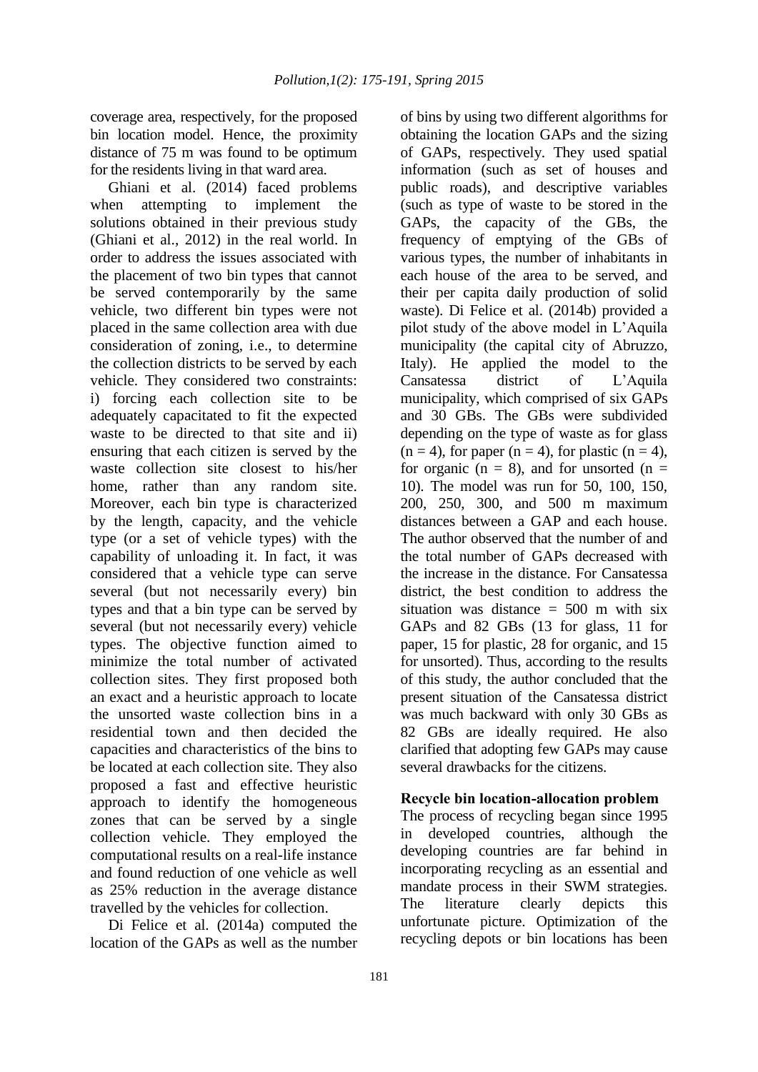coverage area, respectively, for the proposed bin location model. Hence, the proximity distance of 75 m was found to be optimum for the residents living in that ward area.

Ghiani et al. (2014) faced problems when attempting to implement the solutions obtained in their previous study (Ghiani et al., 2012) in the real world. In order to address the issues associated with the placement of two bin types that cannot be served contemporarily by the same vehicle, two different bin types were not placed in the same collection area with due consideration of zoning, i.e., to determine the collection districts to be served by each vehicle. They considered two constraints: i) forcing each collection site to be adequately capacitated to fit the expected waste to be directed to that site and ii) ensuring that each citizen is served by the waste collection site closest to his/her home, rather than any random site. Moreover, each bin type is characterized by the length, capacity, and the vehicle type (or a set of vehicle types) with the capability of unloading it. In fact, it was considered that a vehicle type can serve several (but not necessarily every) bin types and that a bin type can be served by several (but not necessarily every) vehicle types. The objective function aimed to minimize the total number of activated collection sites. They first proposed both an exact and a heuristic approach to locate the unsorted waste collection bins in a residential town and then decided the capacities and characteristics of the bins to be located at each collection site. They also proposed a fast and effective heuristic approach to identify the homogeneous zones that can be served by a single collection vehicle. They employed the computational results on a real-life instance and found reduction of one vehicle as well as 25% reduction in the average distance travelled by the vehicles for collection.

Di Felice et al. (2014a) computed the location of the GAPs as well as the number of bins by using two different algorithms for obtaining the location GAPs and the sizing of GAPs, respectively. They used spatial information (such as set of houses and public roads), and descriptive variables (such as type of waste to be stored in the GAPs, the capacity of the GBs, the frequency of emptying of the GBs of various types, the number of inhabitants in each house of the area to be served, and their per capita daily production of solid waste). Di Felice et al. (2014b) provided a pilot study of the above model in L'Aquila municipality (the capital city of Abruzzo, Italy). He applied the model to the Cansatessa district of L'Aquila municipality, which comprised of six GAPs and 30 GBs. The GBs were subdivided depending on the type of waste as for glass ($n = 4$), for paper ($n = 4$), for plastic ($n = 4$), for organic ($n = 8$), and for unsorted ($n = 10$). The model was run for 50, 100, 150, 200, 250, 300, and 500 m maximum distances between a GAP and each house. The author observed that the number of and the total number of GAPs decreased with the increase in the distance. For Cansatessa district, the best condition to address the situation was distance = 500 m with six GAPs and 82 GBs (13 for glass, 11 for paper, 15 for plastic, 28 for organic, and 15 for unsorted). Thus, according to the results of this study, the author concluded that the present situation of the Cansatessa district was much backward with only 30 GBs as 82 GBs are ideally required. He also clarified that adopting few GAPs may cause several drawbacks for the citizens.

### Recycle bin location-allocation problem

The process of recycling began since 1995 in developed countries, although the developing countries are far behind in incorporating recycling as an essential and mandate process in their SWM strategies. The literature clearly depicts this unfortunate picture. Optimization of the recycling depots or bin locations has been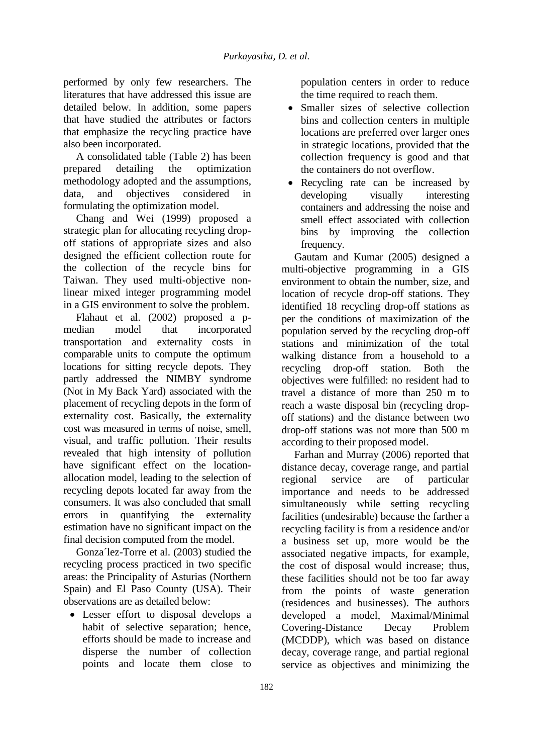performed by only few researchers. The literatures that have addressed this issue are detailed below. In addition, some papers that have studied the attributes or factors that emphasize the recycling practice have also been incorporated.

A consolidated table (Table 2) has been prepared detailing the optimization methodology adopted and the assumptions, data, and objectives considered in formulating the optimization model.

Chang and Wei (1999) proposed a strategic plan for allocating recycling drop-off stations of appropriate sizes and also designed the efficient collection route for the collection of the recycle bins for Taiwan. They used multi-objective non-linear mixed integer programming model in a GIS environment to solve the problem.

Flahaut et al. (2002) proposed a p-median model that incorporated transportation and externality costs in comparable units to compute the optimum locations for sitting recycle depots. They partly addressed the NIMBY syndrome (Not in My Back Yard) associated with the placement of recycling depots in the form of externality cost. Basically, the externality cost was measured in terms of noise, smell, visual, and traffic pollution. Their results revealed that high intensity of pollution have significant effect on the location-allocation model, leading to the selection of recycling depots located far away from the consumers. It was also concluded that small errors in quantifying the externality estimation have no significant impact on the final decision computed from the model.

Gonza´lez-Torre et al. (2003) studied the recycling process practiced in two specific areas: the Principality of Asturias (Northern Spain) and El Paso County (USA). Their observations are as detailed below:

- Lesser effort to disposal develops a habit of selective separation; hence, efforts should be made to increase and disperse the number of collection points and locate them close to population centers in order to reduce the time required to reach them.
- Smaller sizes of selective collection bins and collection centers in multiple locations are preferred over larger ones in strategic locations, provided that the collection frequency is good and that the containers do not overflow.
- Recycling rate can be increased by developing visually interesting containers and addressing the noise and smell effect associated with collection bins by improving the collection frequency.

Gautam and Kumar (2005) designed a multi-objective programming in a GIS environment to obtain the number, size, and location of recycle drop-off stations. They identified 18 recycling drop-off stations as per the conditions of maximization of the population served by the recycling drop-off stations and minimization of the total walking distance from a household to a recycling drop-off station. Both the objectives were fulfilled: no resident had to travel a distance of more than 250 m to reach a waste disposal bin (recycling drop-off stations) and the distance between two drop-off stations was not more than 500 m according to their proposed model.

Farhan and Murray (2006) reported that distance decay, coverage range, and partial regional service are of particular importance and needs to be addressed simultaneously while setting recycling facilities (undesirable) because the farther a recycling facility is from a residence and/or a business set up, more would be the associated negative impacts, for example, the cost of disposal would increase; thus, these facilities should not be too far away from the points of waste generation (residences and businesses). The authors developed a model, Maximal/Minimal Covering-Distance Decay Problem (MCDDP), which was based on distance decay, coverage range, and partial regional service as objectives and minimizing the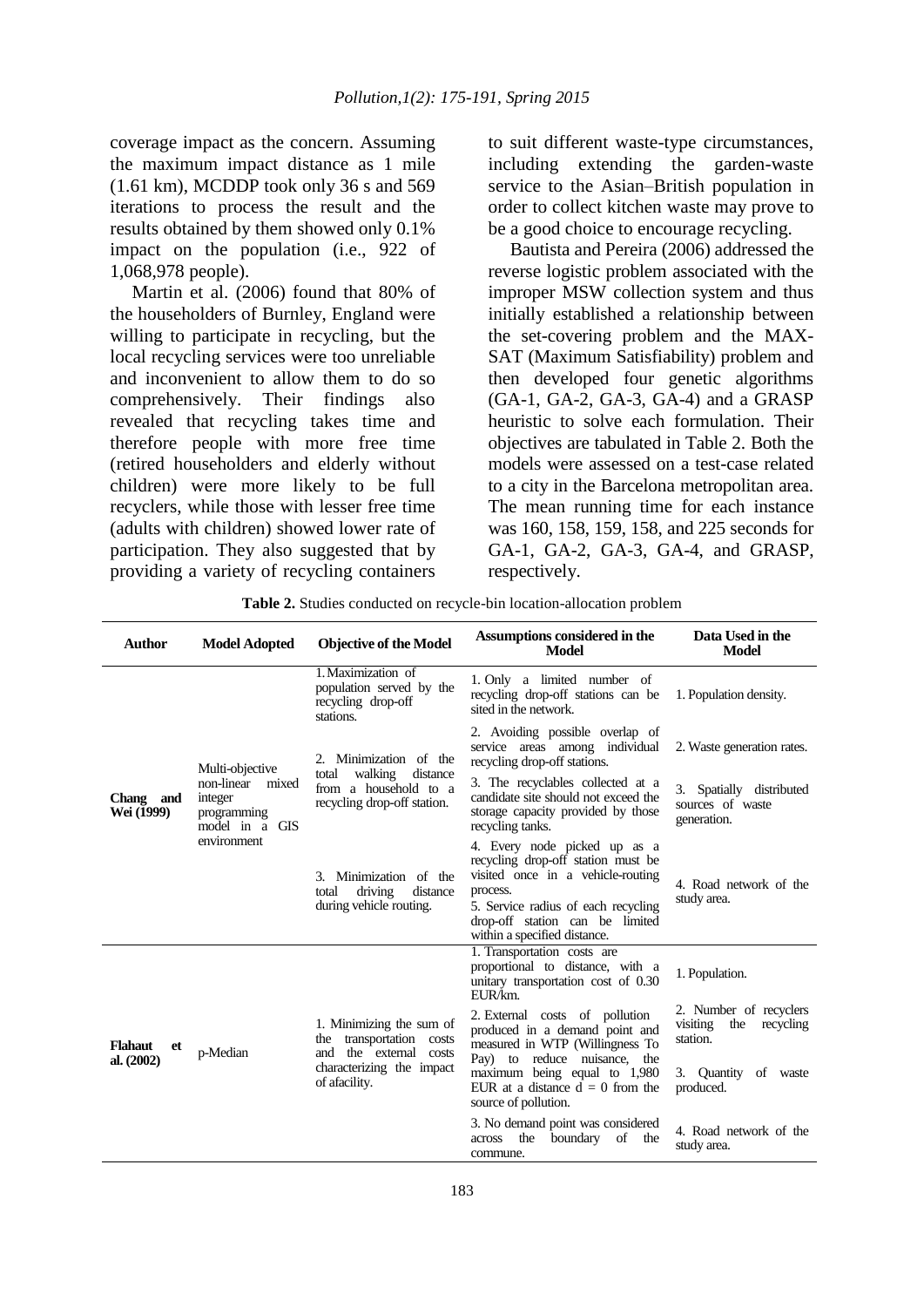coverage impact as the concern. Assuming the maximum impact distance as 1 mile (1.61 km), MCDDP took only 36 s and 569 iterations to process the result and the results obtained by them showed only 0.1% impact on the population (i.e., 922 of 1,068,978 people).

Martin et al. (2006) found that 80% of the householders of Burnley, England were willing to participate in recycling, but the local recycling services were too unreliable and inconvenient to allow them to do so comprehensively. Their findings also revealed that recycling takes time and therefore people with more free time (retired householders and elderly without children) were more likely to be full recyclers, while those with lesser free time (adults with children) showed lower rate of participation. They also suggested that by providing a variety of recycling containers to suit different waste-type circumstances, including extending the garden-waste service to the Asian–British population in order to collect kitchen waste may prove to be a good choice to encourage recycling.

Bautista and Pereira (2006) addressed the reverse logistic problem associated with the improper MSW collection system and thus initially established a relationship between the set-covering problem and the MAX-SAT (Maximum Satisfiability) problem and then developed four genetic algorithms (GA-1, GA-2, GA-3, GA-4) and a GRASP heuristic to solve each formulation. Their objectives are tabulated in Table 2. Both the models were assessed on a test-case related to a city in the Barcelona metropolitan area. The mean running time for each instance was 160, 158, 159, 158, and 225 seconds for GA-1, GA-2, GA-3, GA-4, and GRASP, respectively.

**Table 2.** Studies conducted on recycle-bin location-allocation problem

| Author | Model Adopted | Objective of the Model | Assumptions considered in the Model | Data Used in the Model |
|---|---|---|---|---|
| **Chang and Wei (1999)** | Multi-objective non-linear mixed integer programming model in a GIS environment | 1. Maximization of population served by the recycling drop-off stations. | 1. Only a limited number of recycling drop-off stations can be sited in the network. | 1. Population density. |
| | | 2. Minimization of the total walking distance from a household to a recycling drop-off station. | 2. Avoiding possible overlap of service areas among individual recycling drop-off stations. | 2. Waste generation rates. |
| | | | 3. The recyclables collected at a candidate site should not exceed the storage capacity provided by those recycling tanks. | 3. Spatially distributed sources of waste generation. |
| | | 3. Minimization of the total driving distance during vehicle routing. | 4. Every node picked up as a recycling drop-off station must be visited once in a vehicle-routing process.<br>5. Service radius of each recycling drop-off station can be limited within a specified distance. | 4. Road network of the study area. |
| **Flahaut et al. (2002)** | p-Median | 1. Minimizing the sum of the transportation costs and the external costs characterizing the impact of afacility. | 1. Transportation costs are proportional to distance, with a unitary transportation cost of 0.30 EUR/km. | 1. Population. |
| | | | 2. External costs of pollution produced in a demand point and measured in WTP (Willingness To Pay) to reduce nuisance, the maximum being equal to 1,980 EUR at a distance d = 0 from the source of pollution. | 2. Number of recyclers visiting the recycling station.<br>3. Quantity of waste produced. |
| | | | 3. No demand point was considered across the boundary of the commune. | 4. Road network of the study area. |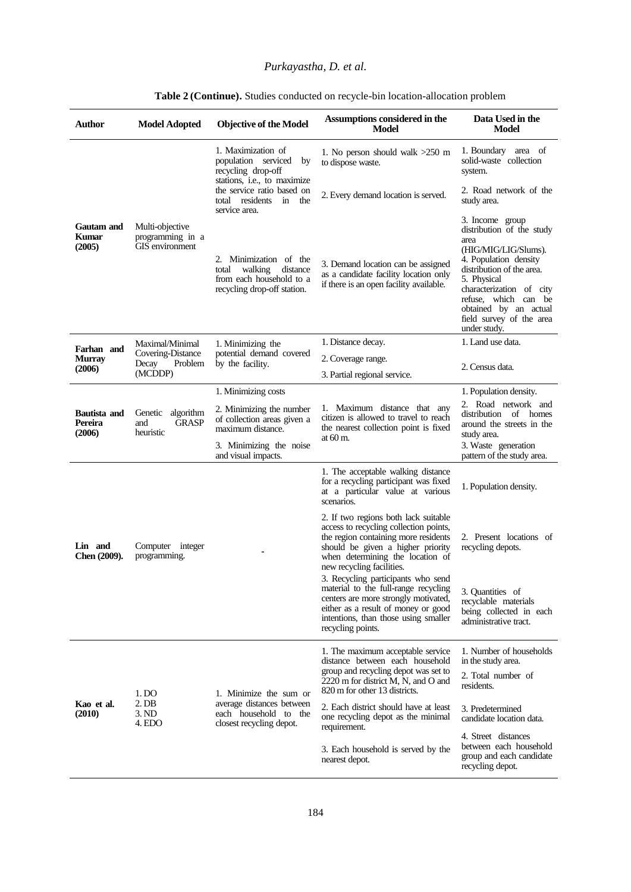**Table 2 (Continue).** Studies conducted on recycle-bin location-allocation problem

| Author | Model Adopted | Objective of the Model | Assumptions considered in the Model | Data Used in the Model |
|---|---|---|---|---|
| **Gautam and Kumar (2005)** | Multi-objective programming in a GIS environment | 1. Maximization of population serviced by recycling drop-off stations, i.e., to maximize the service ratio based on total residents in the service area.<br>2. Minimization of the total walking distance from each household to a recycling drop-off station. | 1. No person should walk >250 m to dispose waste.<br>2. Every demand location is served.<br>3. Demand location can be assigned as a candidate facility location only if there is an open facility available. | 1. Boundary area of solid-waste collection system.<br>2. Road network of the study area.<br>3. Income group distribution of the study area (HIG/MIG/LIG/Slums).<br>4. Population density distribution of the area.<br>5. Physical characterization of city refuse, which can be obtained by an actual field survey of the area under study. |
| **Farhan and Murray (2006)** | Maximal/Minimal Covering-Distance Decay Problem (MCDDP) | 1. Minimizing the potential demand covered by the facility. | 1. Distance decay.<br>2. Coverage range.<br>3. Partial regional service. | 1. Land use data.<br>2. Census data. |
| **Bautista and Pereira (2006)** | Genetic algorithm and GRASP heuristic | 1. Minimizing costs<br>2. Minimizing the number of collection areas given a maximum distance.<br>3. Minimizing the noise and visual impacts. | 1. Maximum distance that any citizen is allowed to travel to reach the nearest collection point is fixed at 60 m. | 1. Population density.<br>2. Road network and distribution of homes around the streets in the study area.<br>3. Waste generation pattern of the study area. |
| **Lin and Chen (2009).** | Computer integer programming. | - | 1. The acceptable walking distance for a recycling participant was fixed at a particular value at various scenarios.<br>2. If two regions both lack suitable access to recycling collection points, the region containing more residents should be given a higher priority when determining the location of new recycling facilities.<br>3. Recycling participants who send material to the full-range recycling centers are more strongly motivated, either as a result of money or good intentions, than those using smaller recycling points. | 1. Population density.<br>2. Present locations of recycling depots.<br>3. Quantities of recyclable materials being collected in each administrative tract. |
| **Kao et al. (2010)** | 1. DO<br>2. DB<br>3. ND<br>4. EDO | 1. Minimize the sum or average distances between each household to the closest recycling depot. | 1. The maximum acceptable service distance between each household group and recycling depot was set to 2220 m for district M, N, and O and 820 m for other 13 districts.<br>2. Each district should have at least one recycling depot as the minimal requirement.<br>3. Each household is served by the nearest depot. | 1. Number of households in the study area.<br>2. Total number of residents.<br>3. Predetermined candidate location data.<br>4. Street distances between each household group and each candidate recycling depot. |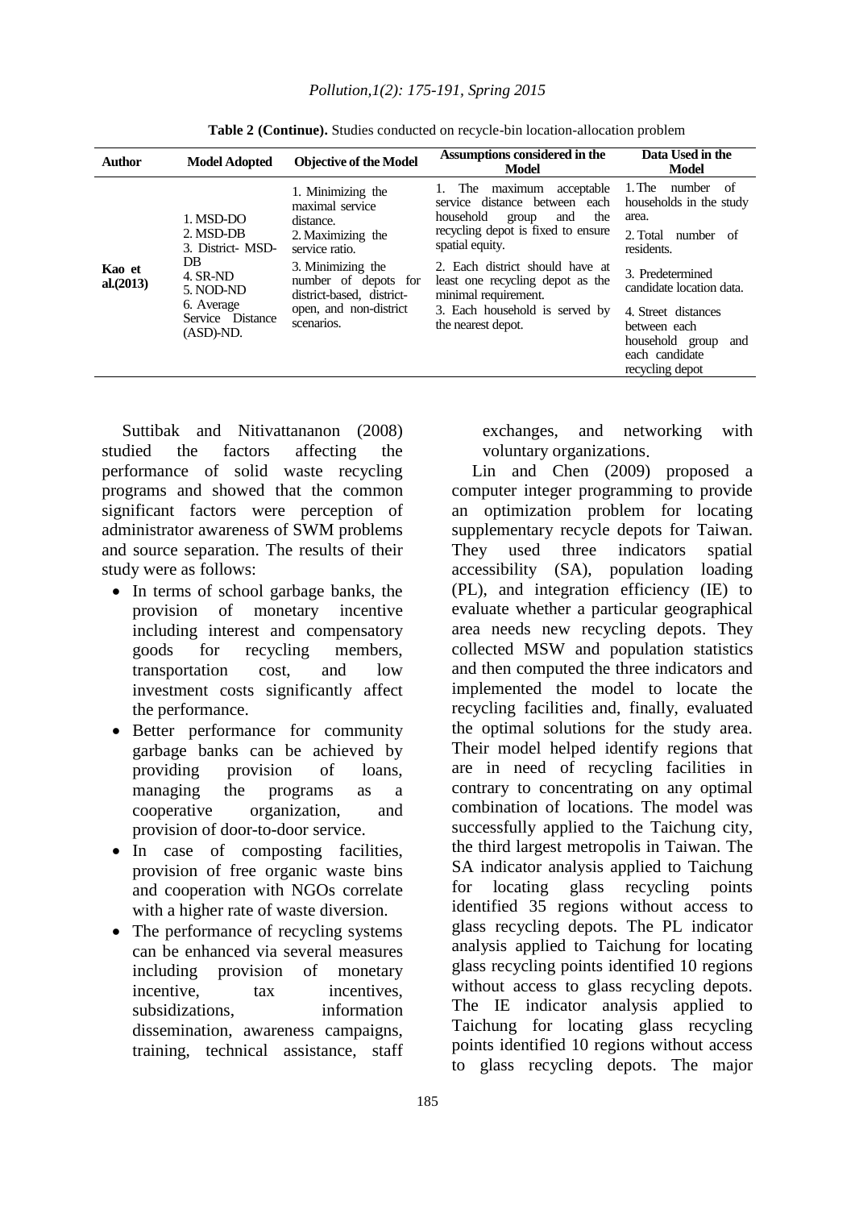**Table 2 (Continue).** Studies conducted on recycle-bin location-allocation problem

| Author | Model Adopted | Objective of the Model | Assumptions considered in the Model | Data Used in the Model |
|---|---|---|---|---|
| Kao et al.(2013) | 1. MSD-DO<br>2. MSD-DB<br>3. District- MSD-DB<br>4. SR-ND<br>5. NOD-ND<br>6. Average Service Distance (ASD)-ND. | 1. Minimizing the maximal service distance.<br>2. Maximizing the service ratio.<br>3. Minimizing the number of depots for district-based, district-open, and non-district scenarios. | 1. The maximum acceptable service distance between each household group and the recycling depot is fixed to ensure spatial equity.<br>2. Each district should have at least one recycling depot as the minimal requirement.<br>3. Each household is served by the nearest depot. | 1. The number of households in the study area.<br>2. Total number of residents.<br>3. Predetermined candidate location data.<br>4. Street distances between each household group and each candidate recycling depot |

Suttibak and Nitivattananon (2008) studied the factors affecting the performance of solid waste recycling programs and showed that the common significant factors were perception of administrator awareness of SWM problems and source separation. The results of their study were as follows:

- In terms of school garbage banks, the provision of monetary incentive including interest and compensatory goods for recycling members, transportation cost, and low investment costs significantly affect the performance.
- Better performance for community garbage banks can be achieved by providing provision of loans, managing the programs as a cooperative organization, and provision of door-to-door service.
- In case of composting facilities, provision of free organic waste bins and cooperation with NGOs correlate with a higher rate of waste diversion.
- The performance of recycling systems can be enhanced via several measures including provision of monetary incentive, tax incentives, subsidizations, information dissemination, awareness campaigns, training, technical assistance, staff exchanges, and networking with voluntary organizations.

Lin and Chen (2009) proposed a computer integer programming to provide an optimization problem for locating supplementary recycle depots for Taiwan. They used three indicators spatial accessibility (SA), population loading (PL), and integration efficiency (IE) to evaluate whether a particular geographical area needs new recycling depots. They collected MSW and population statistics and then computed the three indicators and implemented the model to locate the recycling facilities and, finally, evaluated the optimal solutions for the study area. Their model helped identify regions that are in need of recycling facilities in contrary to concentrating on any optimal combination of locations. The model was successfully applied to the Taichung city, the third largest metropolis in Taiwan. The SA indicator analysis applied to Taichung for locating glass recycling points identified 35 regions without access to glass recycling depots. The PL indicator analysis applied to Taichung for locating glass recycling points identified 10 regions without access to glass recycling depots. The IE indicator analysis applied to Taichung for locating glass recycling points identified 10 regions without access to glass recycling depots. The major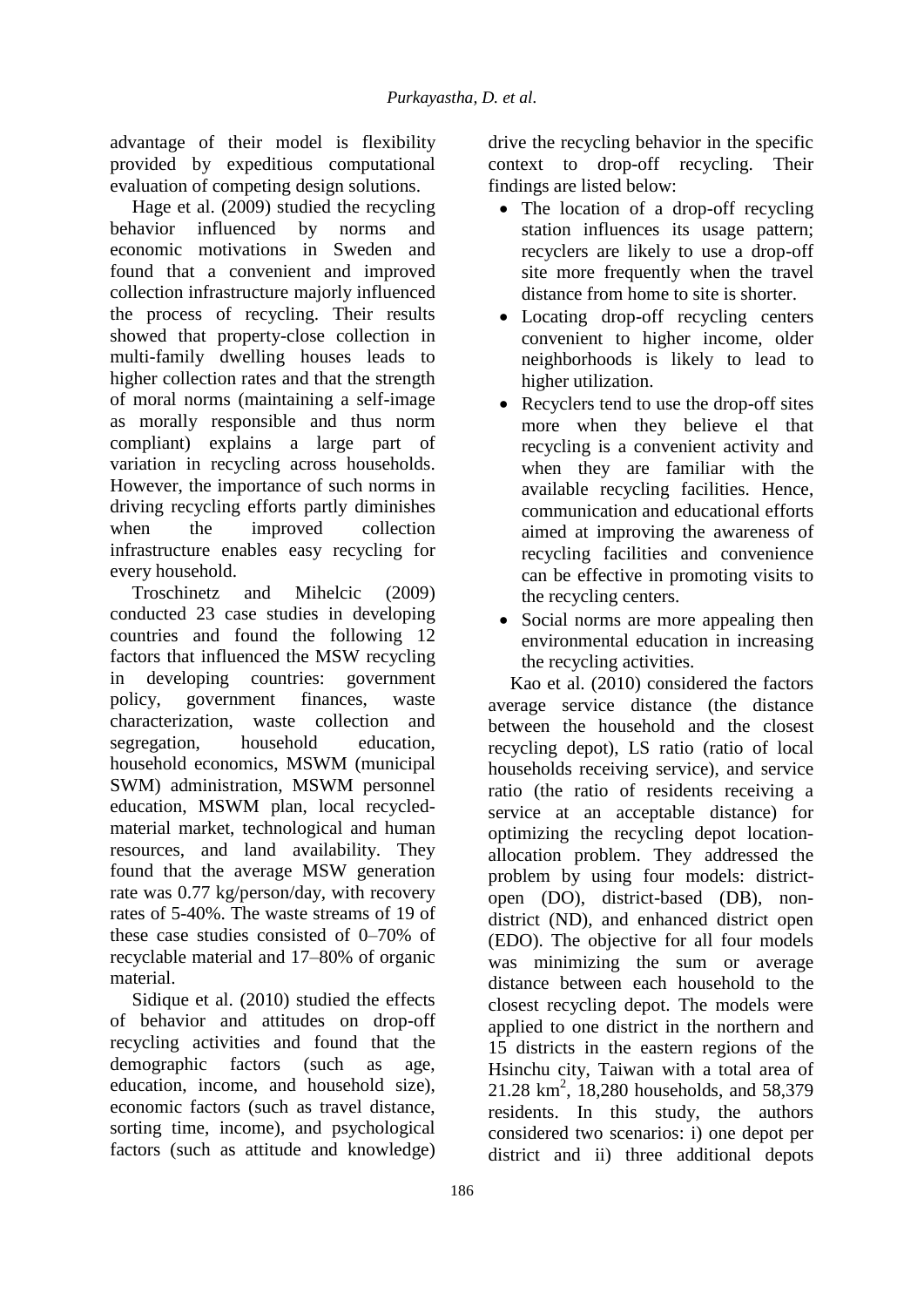advantage of their model is flexibility provided by expeditious computational evaluation of competing design solutions.

Hage et al. (2009) studied the recycling behavior influenced by norms and economic motivations in Sweden and found that a convenient and improved collection infrastructure majorly influenced the process of recycling. Their results showed that property-close collection in multi-family dwelling houses leads to higher collection rates and that the strength of moral norms (maintaining a self-image as morally responsible and thus norm compliant) explains a large part of variation in recycling across households. However, the importance of such norms in driving recycling efforts partly diminishes when the improved collection infrastructure enables easy recycling for every household.

Troschinetz and Mihelcic (2009) conducted 23 case studies in developing countries and found the following 12 factors that influenced the MSW recycling in developing countries: government policy, government finances, waste characterization, waste collection and segregation, household education, household economics, MSWM (municipal SWM) administration, MSWM personnel education, MSWM plan, local recycled-material market, technological and human resources, and land availability. They found that the average MSW generation rate was 0.77 kg/person/day, with recovery rates of 5-40%. The waste streams of 19 of these case studies consisted of 0–70% of recyclable material and 17–80% of organic material.

Sidique et al. (2010) studied the effects of behavior and attitudes on drop-off recycling activities and found that the demographic factors (such as age, education, income, and household size), economic factors (such as travel distance, sorting time, income), and psychological factors (such as attitude and knowledge) drive the recycling behavior in the specific context to drop-off recycling. Their findings are listed below:

- The location of a drop-off recycling station influences its usage pattern; recyclers are likely to use a drop-off site more frequently when the travel distance from home to site is shorter.
- Locating drop-off recycling centers convenient to higher income, older neighborhoods is likely to lead to higher utilization.
- Recyclers tend to use the drop-off sites more when they believe el that recycling is a convenient activity and when they are familiar with the available recycling facilities. Hence, communication and educational efforts aimed at improving the awareness of recycling facilities and convenience can be effective in promoting visits to the recycling centers.
- Social norms are more appealing then environmental education in increasing the recycling activities.

Kao et al. (2010) considered the factors average service distance (the distance between the household and the closest recycling depot), LS ratio (ratio of local households receiving service), and service ratio (the ratio of residents receiving a service at an acceptable distance) for optimizing the recycling depot location-allocation problem. They addressed the problem by using four models: district-open (DO), district-based (DB), non-district (ND), and enhanced district open (EDO). The objective for all four models was minimizing the sum or average distance between each household to the closest recycling depot. The models were applied to one district in the northern and 15 districts in the eastern regions of the Hsinchu city, Taiwan with a total area of 21.28 km$^2$, 18,280 households, and 58,379 residents. In this study, the authors considered two scenarios: i) one depot per district and ii) three additional depots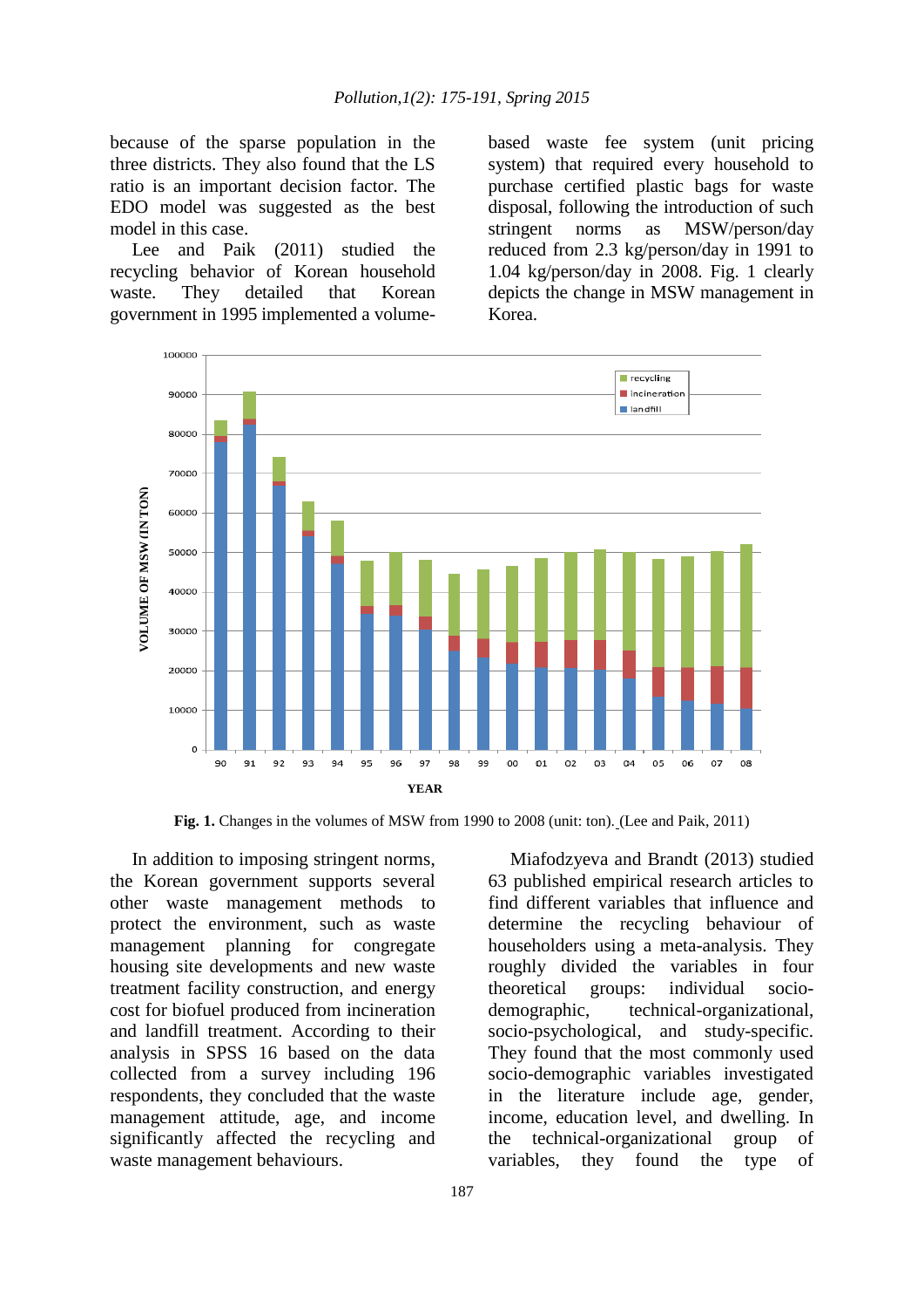because of the sparse population in the three districts. They also found that the LS ratio is an important decision factor. The EDO model was suggested as the best model in this case.

Lee and Paik (2011) studied the recycling behavior of Korean household waste. They detailed that Korean government in 1995 implemented a volume-based waste fee system (unit pricing system) that required every household to purchase certified plastic bags for waste disposal, following the introduction of such stringent norms as MSW/person/day reduced from 2.3 kg/person/day in 1991 to 1.04 kg/person/day in 2008. Fig. 1 clearly depicts the change in MSW management in Korea.

**Fig. 1.** Changes in the volumes of MSW from 1990 to 2008 (unit: ton). (Lee and Paik, 2011)

In addition to imposing stringent norms, the Korean government supports several other waste management methods to protect the environment, such as waste management planning for congregate housing site developments and new waste treatment facility construction, and energy cost for biofuel produced from incineration and landfill treatment. According to their analysis in SPSS 16 based on the data collected from a survey including 196 respondents, they concluded that the waste management attitude, age, and income significantly affected the recycling and waste management behaviours.

Miafodzyeva and Brandt (2013) studied 63 published empirical research articles to find different variables that influence and determine the recycling behaviour of householders using a meta-analysis. They roughly divided the variables in four theoretical groups: individual socio-demographic, technical-organizational, socio-psychological, and study-specific. They found that the most commonly used socio-demographic variables investigated in the literature include age, gender, income, education level, and dwelling. In the technical-organizational group of variables, they found the type of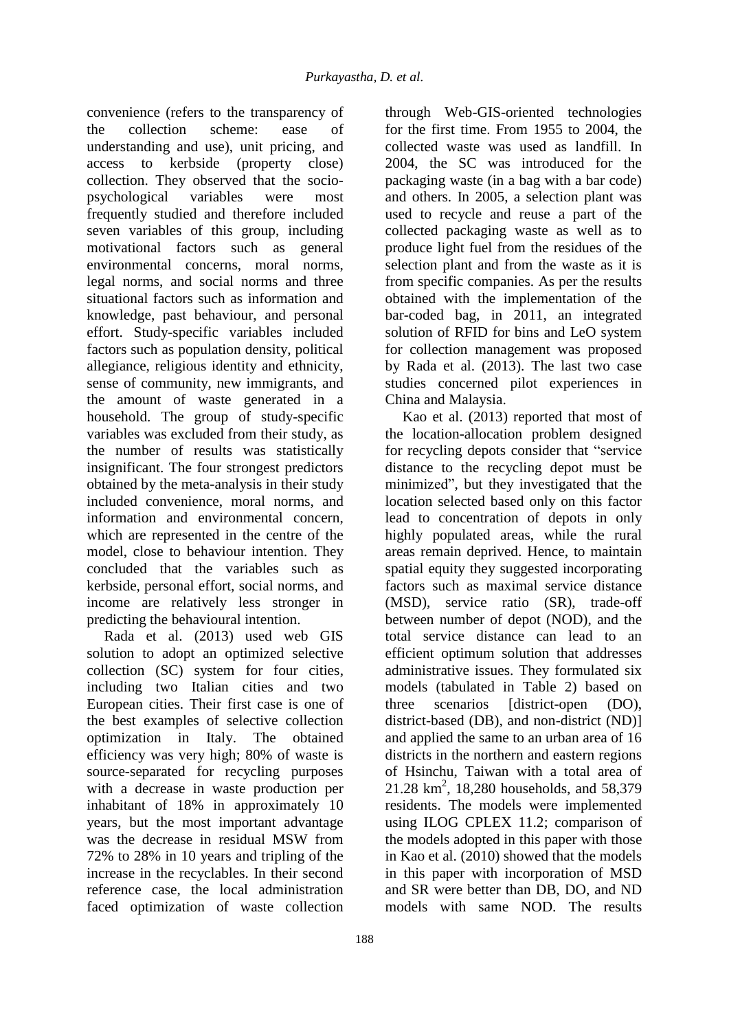convenience (refers to the transparency of the collection scheme: ease of understanding and use), unit pricing, and access to kerbside (property close) collection. They observed that the socio-psychological variables were most frequently studied and therefore included seven variables of this group, including motivational factors such as general environmental concerns, moral norms, legal norms, and social norms and three situational factors such as information and knowledge, past behaviour, and personal effort. Study-specific variables included factors such as population density, political allegiance, religious identity and ethnicity, sense of community, new immigrants, and the amount of waste generated in a household. The group of study-specific variables was excluded from their study, as the number of results was statistically insignificant. The four strongest predictors obtained by the meta-analysis in their study included convenience, moral norms, and information and environmental concern, which are represented in the centre of the model, close to behaviour intention. They concluded that the variables such as kerbside, personal effort, social norms, and income are relatively less stronger in predicting the behavioural intention.

Rada et al. (2013) used web GIS solution to adopt an optimized selective collection (SC) system for four cities, including two Italian cities and two European cities. Their first case is one of the best examples of selective collection optimization in Italy. The obtained efficiency was very high; 80% of waste is source-separated for recycling purposes with a decrease in waste production per inhabitant of 18% in approximately 10 years, but the most important advantage was the decrease in residual MSW from 72% to 28% in 10 years and tripling of the increase in the recyclables. In their second reference case, the local administration faced optimization of waste collection through Web-GIS-oriented technologies for the first time. From 1955 to 2004, the collected waste was used as landfill. In 2004, the SC was introduced for the packaging waste (in a bag with a bar code) and others. In 2005, a selection plant was used to recycle and reuse a part of the collected packaging waste as well as to produce light fuel from the residues of the selection plant and from the waste as it is from specific companies. As per the results obtained with the implementation of the bar-coded bag, in 2011, an integrated solution of RFID for bins and LeO system for collection management was proposed by Rada et al. (2013). The last two case studies concerned pilot experiences in China and Malaysia.

Kao et al. (2013) reported that most of the location-allocation problem designed for recycling depots consider that "service distance to the recycling depot must be minimized", but they investigated that the location selected based only on this factor lead to concentration of depots in only highly populated areas, while the rural areas remain deprived. Hence, to maintain spatial equity they suggested incorporating factors such as maximal service distance (MSD), service ratio (SR), trade-off between number of depot (NOD), and the total service distance can lead to an efficient optimum solution that addresses administrative issues. They formulated six models (tabulated in Table 2) based on three scenarios [district-open (DO), district-based (DB), and non-district (ND)] and applied the same to an urban area of 16 districts in the northern and eastern regions of Hsinchu, Taiwan with a total area of 21.28 $km^2$, 18,280 households, and 58,379 residents. The models were implemented using ILOG CPLEX 11.2; comparison of the models adopted in this paper with those in Kao et al. (2010) showed that the models in this paper with incorporation of MSD and SR were better than DB, DO, and ND models with same NOD. The results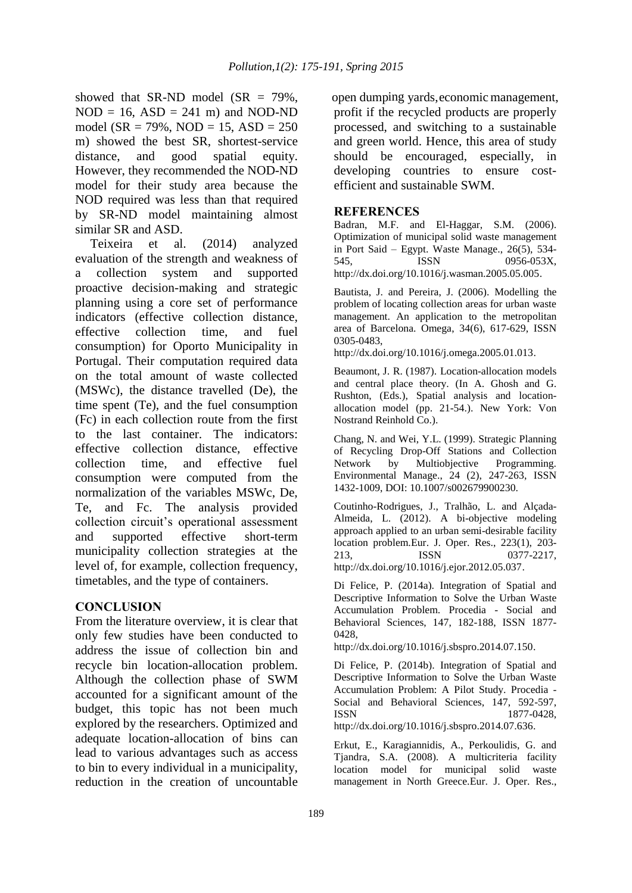showed that SR-ND model (SR = 79%, NOD = 16, ASD = 241 m) and NOD-ND model (SR = 79%, NOD = 15, ASD = 250 m) showed the best SR, shortest-service distance, and good spatial equity. However, they recommended the NOD-ND model for their study area because the NOD required was less than that required by SR-ND model maintaining almost similar SR and ASD.

Teixeira et al. (2014) analyzed evaluation of the strength and weakness of a collection system and supported proactive decision-making and strategic planning using a core set of performance indicators (effective collection distance, effective collection time, and fuel consumption) for Oporto Municipality in Portugal. Their computation required data on the total amount of waste collected (MSWc), the distance travelled (De), the time spent (Te), and the fuel consumption (Fc) in each collection route from the first to the last container. The indicators: effective collection distance, effective collection time, and effective fuel consumption were computed from the normalization of the variables MSWc, De, Te, and Fc. The analysis provided collection circuit's operational assessment and supported effective short-term municipality collection strategies at the level of, for example, collection frequency, timetables, and the type of containers.

## CONCLUSION

From the literature overview, it is clear that only few studies have been conducted to address the issue of collection bin and recycle bin location-allocation problem. Although the collection phase of SWM accounted for a significant amount of the budget, this topic has not been much explored by the researchers. Optimized and adequate location-allocation of bins can lead to various advantages such as access to bin to every individual in a municipality, reduction in the creation of uncountable open dumping yards, economic management, profit if the recycled products are properly processed, and switching to a sustainable and green world. Hence, this area of study should be encouraged, especially, in developing countries to ensure cost-efficient and sustainable SWM.

## REFERENCES

Badran, M.F. and El-Haggar, S.M. (2006). Optimization of municipal solid waste management in Port Said – Egypt. Waste Manage., 26(5), 534-545, ISSN 0956-053X, http://dx.doi.org/10.1016/j.wasman.2005.05.005.

Bautista, J. and Pereira, J. (2006). Modelling the problem of locating collection areas for urban waste management. An application to the metropolitan area of Barcelona. Omega, 34(6), 617-629, ISSN 0305-0483, http://dx.doi.org/10.1016/j.omega.2005.01.013.

Beaumont, J. R. (1987). Location-allocation models and central place theory. (In A. Ghosh and G. Rushton, (Eds.), Spatial analysis and location-allocation model (pp. 21-54.). New York: Von Nostrand Reinhold Co.).

Chang, N. and Wei, Y.L. (1999). Strategic Planning of Recycling Drop-Off Stations and Collection Network by Multiobjective Programming. Environmental Manage., 24 (2), 247-263, ISSN 1432-1009, DOI: 10.1007/s002679900230.

Coutinho-Rodrigues, J., Tralhão, L. and Alçada-Almeida, L. (2012). A bi-objective modeling approach applied to an urban semi-desirable facility location problem.Eur. J. Oper. Res., 223(1), 203-213, ISSN 0377-2217, http://dx.doi.org/10.1016/j.ejor.2012.05.037.

Di Felice, P. (2014a). Integration of Spatial and Descriptive Information to Solve the Urban Waste Accumulation Problem. Procedia - Social and Behavioral Sciences, 147, 182-188, ISSN 1877-0428, http://dx.doi.org/10.1016/j.sbspro.2014.07.150.

Di Felice, P. (2014b). Integration of Spatial and Descriptive Information to Solve the Urban Waste Accumulation Problem: A Pilot Study. Procedia - Social and Behavioral Sciences, 147, 592-597, ISSN 1877-0428, http://dx.doi.org/10.1016/j.sbspro.2014.07.636.

Erkut, E., Karagiannidis, A., Perkoulidis, G. and Tjandra, S.A. (2008). A multicriteria facility location model for municipal solid waste management in North Greece.Eur. J. Oper. Res.,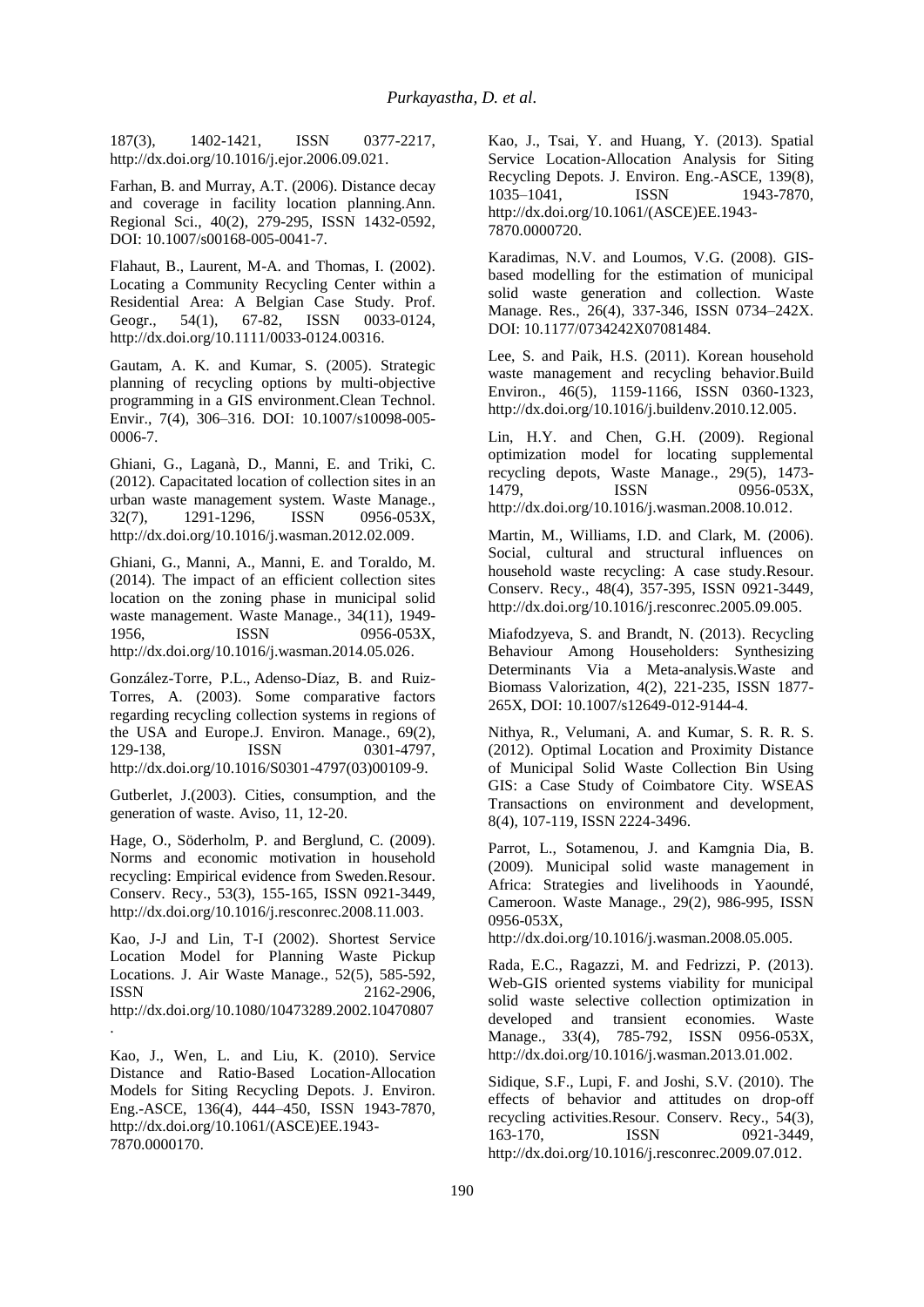187(3), 1402-1421, ISSN 0377-2217, http://dx.doi.org/10.1016/j.ejor.2006.09.021.

Farhan, B. and Murray, A.T. (2006). Distance decay and coverage in facility location planning.Ann. Regional Sci., 40(2), 279-295, ISSN 1432-0592, DOI: 10.1007/s00168-005-0041-7.

Flahaut, B., Laurent, M-A. and Thomas, I. (2002). Locating a Community Recycling Center within a Residential Area: A Belgian Case Study. Prof. Geogr., 54(1), 67-82, ISSN 0033-0124, http://dx.doi.org/10.1111/0033-0124.00316.

Gautam, A. K. and Kumar, S. (2005). Strategic planning of recycling options by multi-objective programming in a GIS environment.Clean Technol. Envir., 7(4), 306–316. DOI: 10.1007/s10098-005-0006-7.

Ghiani, G., Laganà, D., Manni, E. and Triki, C. (2012). Capacitated location of collection sites in an urban waste management system. Waste Manage., 32(7), 1291-1296, ISSN 0956-053X, http://dx.doi.org/10.1016/j.wasman.2012.02.009.

Ghiani, G., Manni, A., Manni, E. and Toraldo, M. (2014). The impact of an efficient collection sites location on the zoning phase in municipal solid waste management. Waste Manage., 34(11), 1949-1956, ISSN 0956-053X, http://dx.doi.org/10.1016/j.wasman.2014.05.026.

González-Torre, P.L., Adenso-Díaz, B. and Ruiz-Torres, A. (2003). Some comparative factors regarding recycling collection systems in regions of the USA and Europe.J. Environ. Manage., 69(2), 129-138, ISSN 0301-4797, http://dx.doi.org/10.1016/S0301-4797(03)00109-9.

Gutberlet, J.(2003). Cities, consumption, and the generation of waste. Aviso, 11, 12-20.

Hage, O., Söderholm, P. and Berglund, C. (2009). Norms and economic motivation in household recycling: Empirical evidence from Sweden.Resour. Conserv. Recy., 53(3), 155-165, ISSN 0921-3449, http://dx.doi.org/10.1016/j.resconrec.2008.11.003.

Kao, J-J and Lin, T-I (2002). Shortest Service Location Model for Planning Waste Pickup Locations. J. Air Waste Manage., 52(5), 585-592, ISSN 2162-2906, http://dx.doi.org/10.1080/10473289.2002.10470807.

Kao, J., Wen, L. and Liu, K. (2010). Service Distance and Ratio-Based Location-Allocation Models for Siting Recycling Depots. J. Environ. Eng.-ASCE, 136(4), 444–450, ISSN 1943-7870, http://dx.doi.org/10.1061/(ASCE)EE.1943-7870.0000170.

Kao, J., Tsai, Y. and Huang, Y. (2013). Spatial Service Location-Allocation Analysis for Siting Recycling Depots. J. Environ. Eng.-ASCE, 139(8), 1035–1041, ISSN 1943-7870, http://dx.doi.org/10.1061/(ASCE)EE.1943-7870.0000720.

Karadimas, N.V. and Loumos, V.G. (2008). GIS-based modelling for the estimation of municipal solid waste generation and collection. Waste Manage. Res., 26(4), 337-346, ISSN 0734–242X. DOI: 10.1177/0734242X07081484.

Lee, S. and Paik, H.S. (2011). Korean household waste management and recycling behavior.Build Environ., 46(5), 1159-1166, ISSN 0360-1323, http://dx.doi.org/10.1016/j.buildenv.2010.12.005.

Lin, H.Y. and Chen, G.H. (2009). Regional optimization model for locating supplemental recycling depots, Waste Manage., 29(5), 1473-1479, ISSN 0956-053X, http://dx.doi.org/10.1016/j.wasman.2008.10.012.

Martin, M., Williams, I.D. and Clark, M. (2006). Social, cultural and structural influences on household waste recycling: A case study.Resour. Conserv. Recy., 48(4), 357-395, ISSN 0921-3449, http://dx.doi.org/10.1016/j.resconrec.2005.09.005.

Miafodzyeva, S. and Brandt, N. (2013). Recycling Behaviour Among Householders: Synthesizing Determinants Via a Meta-analysis.Waste and Biomass Valorization, 4(2), 221-235, ISSN 1877-265X, DOI: 10.1007/s12649-012-9144-4.

Nithya, R., Velumani, A. and Kumar, S. R. R. S. (2012). Optimal Location and Proximity Distance of Municipal Solid Waste Collection Bin Using GIS: a Case Study of Coimbatore City. WSEAS Transactions on environment and development, 8(4), 107-119, ISSN 2224-3496.

Parrot, L., Sotamenou, J. and Kamgnia Dia, B. (2009). Municipal solid waste management in Africa: Strategies and livelihoods in Yaoundé, Cameroon. Waste Manage., 29(2), 986-995, ISSN 0956-053X, http://dx.doi.org/10.1016/j.wasman.2008.05.005.

Rada, E.C., Ragazzi, M. and Fedrizzi, P. (2013). Web-GIS oriented systems viability for municipal solid waste selective collection optimization in developed and transient economies. Waste Manage., 33(4), 785-792, ISSN 0956-053X, http://dx.doi.org/10.1016/j.wasman.2013.01.002.

Sidique, S.F., Lupi, F. and Joshi, S.V. (2010). The effects of behavior and attitudes on drop-off recycling activities.Resour. Conserv. Recy., 54(3), 163-170, ISSN 0921-3449, http://dx.doi.org/10.1016/j.resconrec.2009.07.012.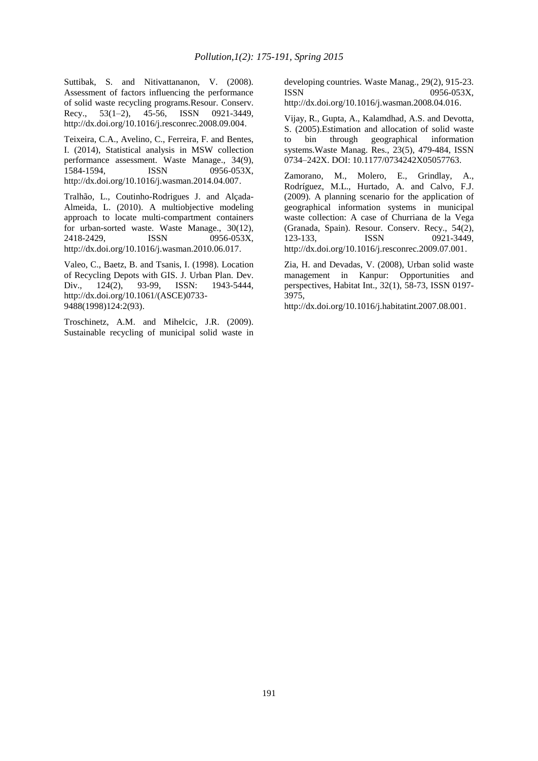Suttibak, S. and Nitivattananon, V. (2008). Assessment of factors influencing the performance of solid waste recycling programs.Resour. Conserv. Recy., 53(1–2), 45-56, ISSN 0921-3449, http://dx.doi.org/10.1016/j.resconrec.2008.09.004.

Teixeira, C.A., Avelino, C., Ferreira, F. and Bentes, I. (2014), Statistical analysis in MSW collection performance assessment. Waste Manage., 34(9), 1584-1594, ISSN 0956-053X, http://dx.doi.org/10.1016/j.wasman.2014.04.007.

Tralhão, L., Coutinho-Rodrigues J. and Alçada-Almeida, L. (2010). A multiobjective modeling approach to locate multi-compartment containers for urban-sorted waste. Waste Manage., 30(12), 2418-2429, ISSN 0956-053X, http://dx.doi.org/10.1016/j.wasman.2010.06.017.

Valeo, C., Baetz, B. and Tsanis, I. (1998). Location of Recycling Depots with GIS. J. Urban Plan. Dev. Div., 124(2), 93-99, ISSN: 1943-5444, http://dx.doi.org/10.1061/(ASCE)0733-9488(1998)124:2(93).

Troschinetz, A.M. and Mihelcic, J.R. (2009). Sustainable recycling of municipal solid waste in developing countries. Waste Manag., 29(2), 915-23. ISSN 0956-053X, http://dx.doi.org/10.1016/j.wasman.2008.04.016.

Vijay, R., Gupta, A., Kalamdhad, A.S. and Devotta, S. (2005).Estimation and allocation of solid waste to bin through geographical information systems.Waste Manag. Res., 23(5), 479-484, ISSN 0734–242X. DOI: 10.1177/0734242X05057763.

Zamorano, M., Molero, E., Grindlay, A., Rodríguez, M.L., Hurtado, A. and Calvo, F.J. (2009). A planning scenario for the application of geographical information systems in municipal waste collection: A case of Churriana de la Vega (Granada, Spain). Resour. Conserv. Recy., 54(2), 123-133, ISSN 0921-3449, http://dx.doi.org/10.1016/j.resconrec.2009.07.001.

Zia, H. and Devadas, V. (2008), Urban solid waste management in Kanpur: Opportunities and perspectives, Habitat Int., 32(1), 58-73, ISSN 0197-3975, http://dx.doi.org/10.1016/j.habitatint.2007.08.001.